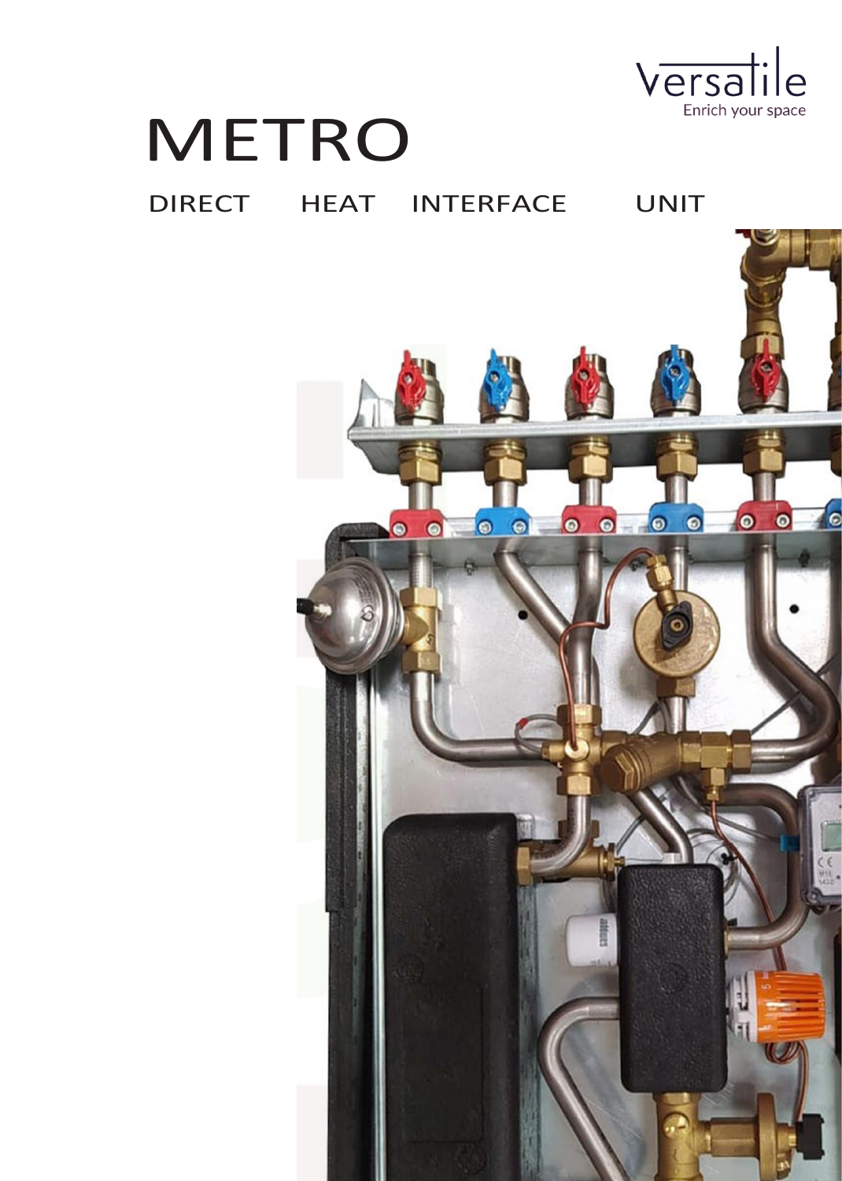Versatile

Enrich your space

# METRO

## DIRECT HEAT INTERFACE UNIT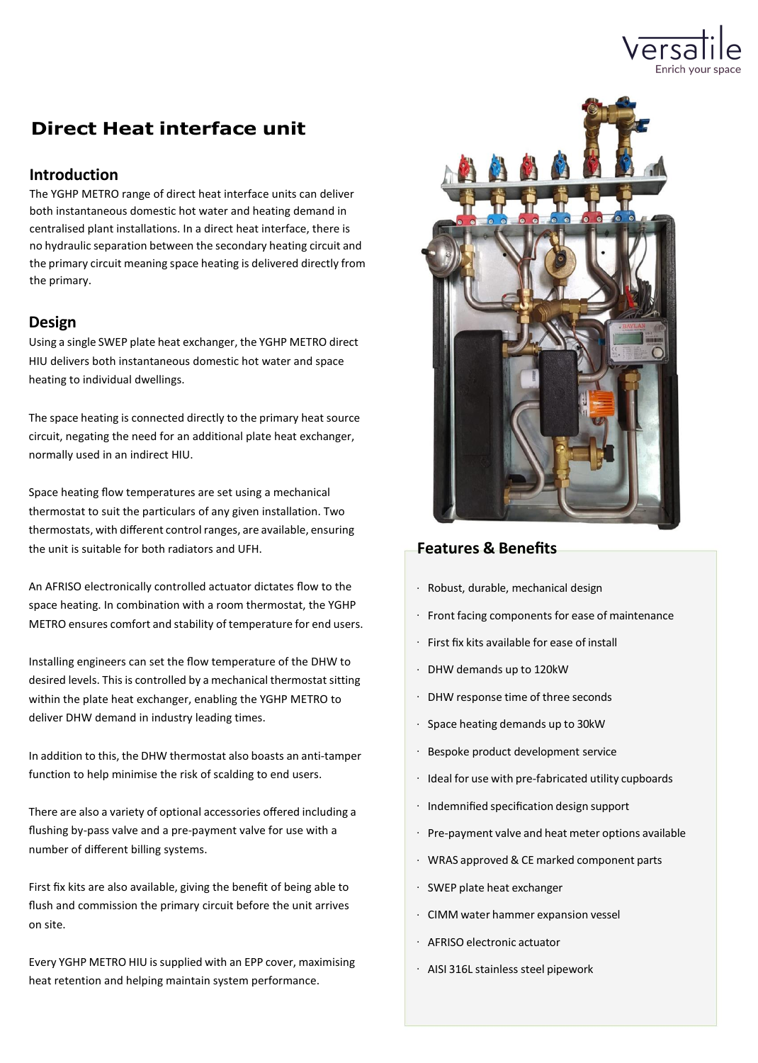# Direct Heat interface unit

## Introduction

The YGHP METRO range of direct heat interface units can deliver both instantaneous domestic hot water and heating demand in centralised plant installations. In a direct heat interface, there is no hydraulic separation between the secondary heating circuit and the primary circuit meaning space heating is delivered directly from the primary.

## Design

Using a single SWEP plate heat exchanger, the YGHP METRO direct HIU delivers both instantaneous domestic hot water and space heating to individual dwellings.

The space heating is connected directly to the primary heat source circuit, negating the need for an additional plate heat exchanger, normally used in an indirect HIU.

Space heating flow temperatures are set using a mechanical thermostat to suit the particulars of any given installation. Two thermostats, with different control ranges, are available, ensuring the unit is suitable for both radiators and UFH.

An AFRISO electronically controlled actuator dictates flow to the space heating. In combination with a room thermostat, the YGHP METRO ensures comfort and stability of temperature for end users.

Installing engineers can set the flow temperature of the DHW to desired levels. This is controlled by a mechanical thermostat sitting within the plate heat exchanger, enabling the YGHP METRO to deliver DHW demand in industry leading times.

In addition to this, the DHW thermostat also boasts an anti-tamper function to help minimise the risk of scalding to end users.

There are also a variety of optional accessories offered including a flushing by-pass valve and a pre-payment valve for use with a number of different billing systems.

First fix kits are also available, giving the benefit of being able to flush and commission the primary circuit before the unit arrives on site.

Every YGHP METRO HIU is supplied with an EPP cover, maximising heat retention and helping maintain system performance.

## Features & Benefits

- Robust, durable, mechanical design
- Front facing components for ease of maintenance
- First fix kits available for ease of install
- DHW demands up to 120kW
- DHW response time of three seconds
- Space heating demands up to 30kW
- Bespoke product development service
- Ideal for use with pre-fabricated utility cupboards
- Indemnified specification design support
- Pre-payment valve and heat meter options available
- WRAS approved & CE marked component parts
- SWEP plate heat exchanger
- CIMM water hammer expansion vessel
- AFRISO electronic actuator
- AISI 316L stainless steel pipework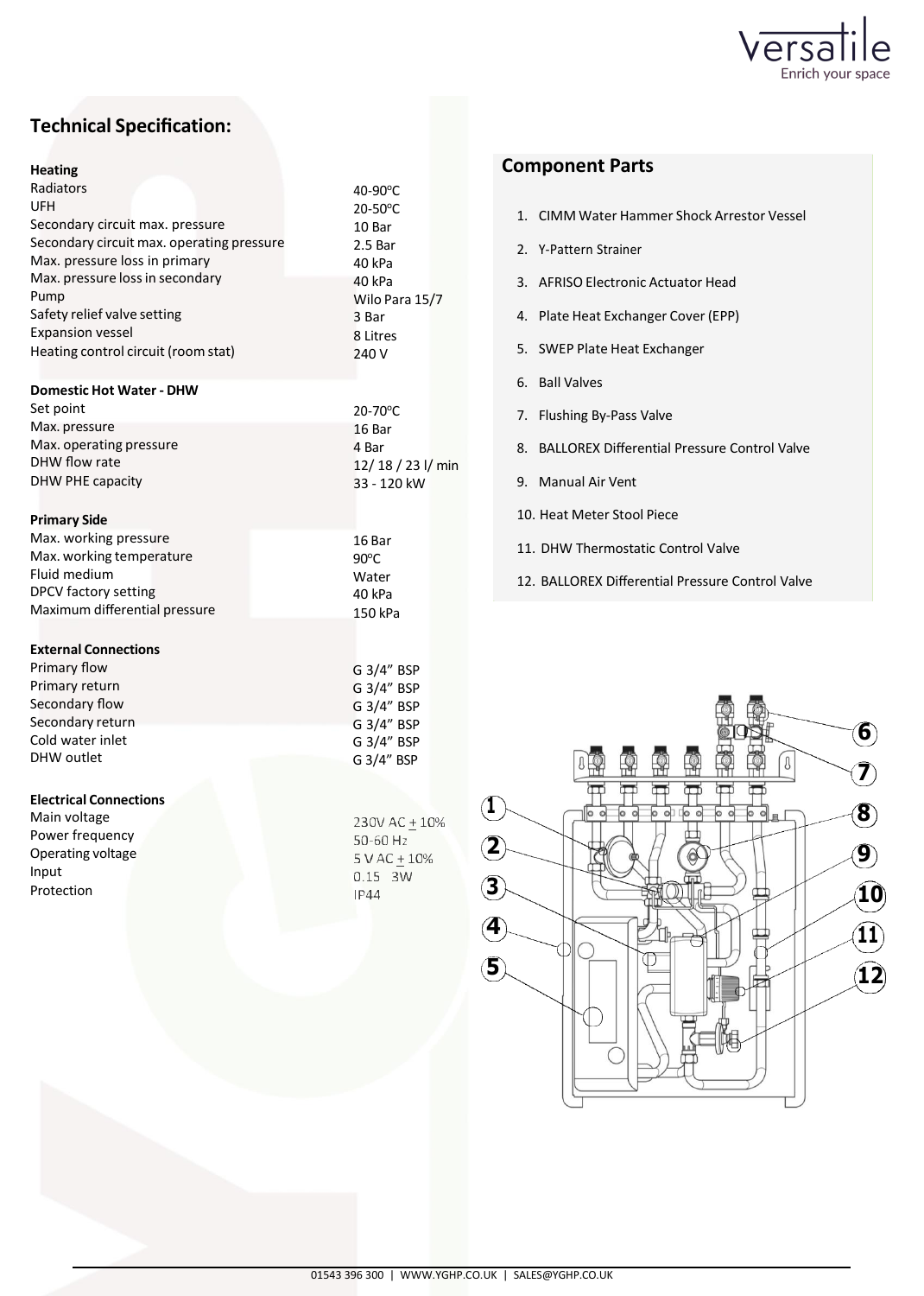## Technical Specification:

### Heating

| | |
|---|---|
| Radiators | 40-90°C |
| UFH | 20-50°C |
| Secondary circuit max. pressure | 10 Bar |
| Secondary circuit max. operating pressure | 2.5 Bar |
| Max. pressure loss in primary | 40 kPa |
| Max. pressure loss in secondary | 40 kPa |
| Pump | Wilo Para 15/7 |
| Safety relief valve setting | 3 Bar |
| Expansion vessel | 8 Litres |
| Heating control circuit (room stat) | 240 V |

### Domestic Hot Water - DHW

| | |
|---|---|
| Set point | 20-70°C |
| Max. pressure | 16 Bar |
| Max. operating pressure | 4 Bar |
| DHW flow rate | 12/ 18 / 23 l/ min |
| DHW PHE capacity | 33 - 120 kW |

### Primary Side

| | |
|---|---|
| Max. working pressure | 16 Bar |
| Max. working temperature | 90°C |
| Fluid medium | Water |
| DPCV factory setting | 40 kPa |
| Maximum differential pressure | 150 kPa |

### External Connections

| | |
|---|---|
| Primary flow | G 3/4" BSP |
| Primary return | G 3/4" BSP |
| Secondary flow | G 3/4" BSP |
| Secondary return | G 3/4" BSP |
| Cold water inlet | G 3/4" BSP |
| DHW outlet | G 3/4" BSP |

### Electrical Connections

| | |
|---|---|
| Main voltage | 230V AC ± 10% |
| Power frequency | 50-60 Hz |
| Operating voltage | 5 V AC ± 10% |
| Input | 0.15 3W |
| Protection | IP44 |

## Component Parts

1. CIMM Water Hammer Shock Arrestor Vessel
2. Y-Pattern Strainer
3. AFRISO Electronic Actuator Head
4. Plate Heat Exchanger Cover (EPP)
5. SWEP Plate Heat Exchanger
6. Ball Valves
7. Flushing By-Pass Valve
8. BALLOREX Differential Pressure Control Valve
9. Manual Air Vent
10. Heat Meter Stool Piece
11. DHW Thermostatic Control Valve
12. BALLOREX Differential Pressure Control Valve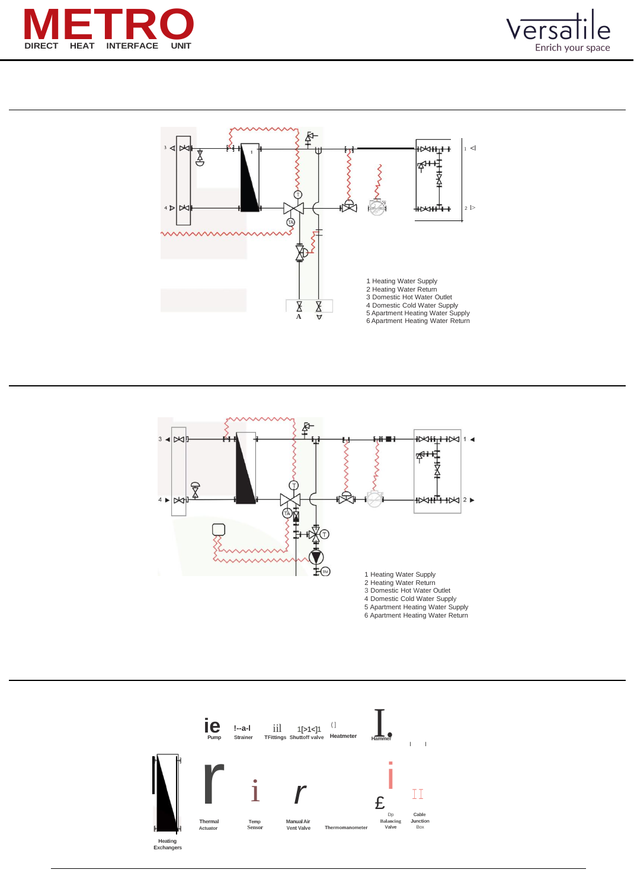# METRO

DIRECT HEAT INTERFACE UNIT

Versatile — Enrich your space

1 Heating Water Supply
2 Heating Water Return
3 Domestic Hot Water Outlet
4 Domestic Cold Water Supply
5 Apartment Heating Water Supply
6 Apartment Heating Water Return

1 Heating Water Supply
2 Heating Water Return
3 Domestic Hot Water Outlet
4 Domestic Cold Water Supply
5 Apartment Heating Water Supply
6 Apartment Heating Water Return

Pump — Strainer — TFittings — Shuttoff valve — Heatmeter — Hammer

Heating Exchangers — Thermal Actuator — Temp Sensor — Manual Air Vent Valve — Thermomanometer — Dp Balancing Valve — Cable Junction Box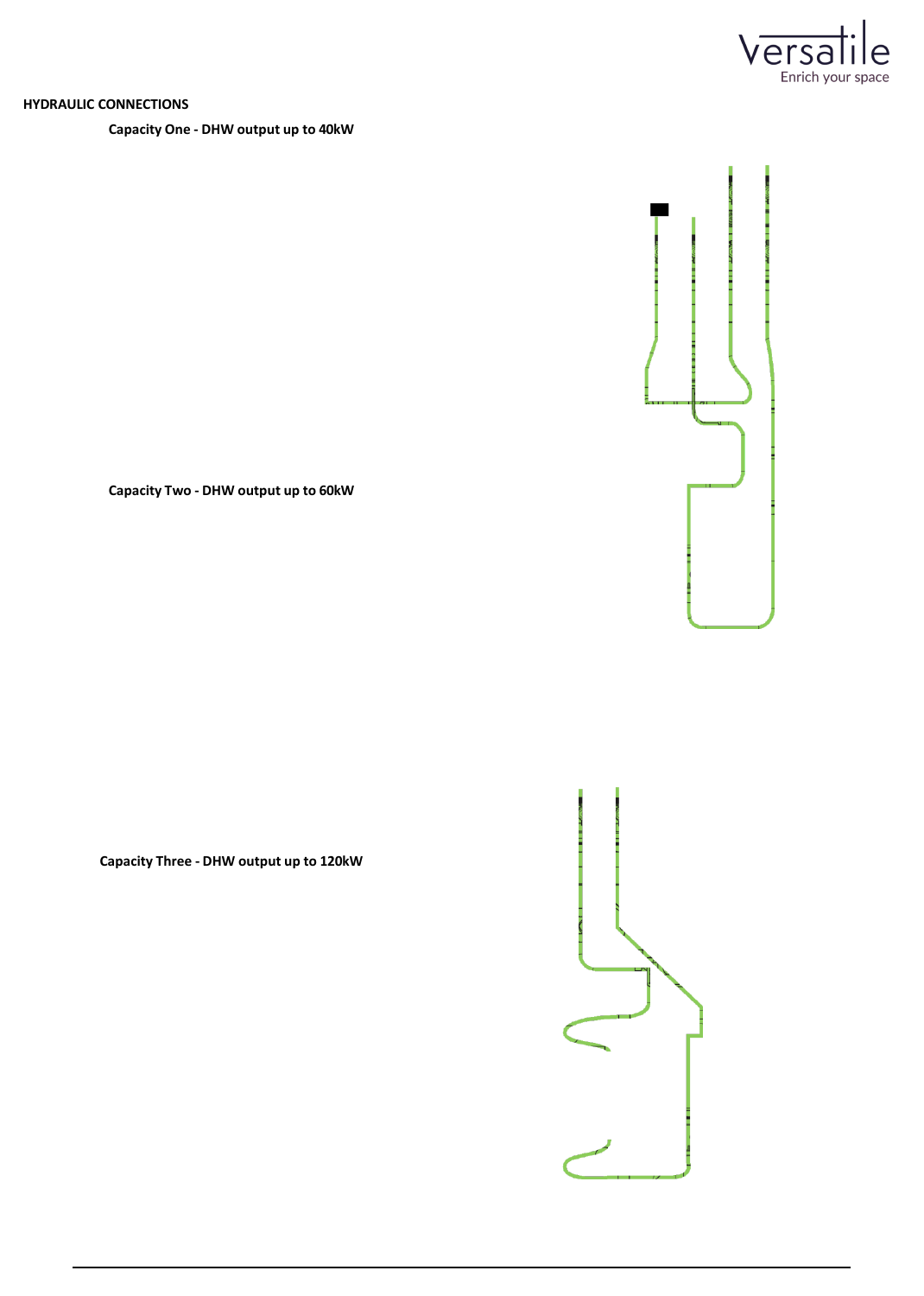**HYDRAULIC CONNECTIONS**

**Capacity One - DHW output up to 40kW**

**Capacity Two - DHW output up to 60kW**

**Capacity Three - DHW output up to 120kW**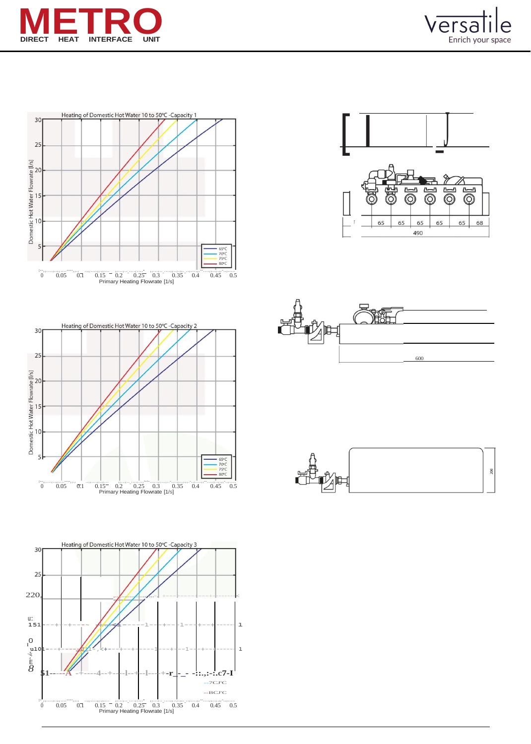**Heating of Domestic Hot Water 10 to 50°C - Capacity 1**

Domestic Hot Water Flowrate [l/s]

Primary Heating Flowrate [l/s]

65°C
70°C
75°C
80°C

65 | 65 | 65 | 65 | 65 | 68

490

**Heating of Domestic Hot Water 10 to 50°C - Capacity 2**

Domestic Hot Water Flowrate [l/s]

Primary Heating Flowrate [l/s]

65°C
70°C
75°C
80°C

600

200

**Heating of Domestic Hot Water 10 to 50°C - Capacity 3**

Primary Heating Flowrate [l/s]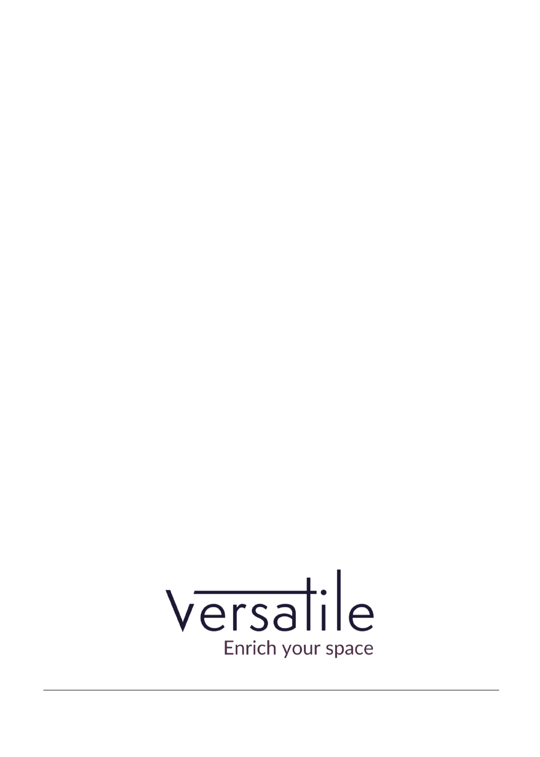Versatile

Enrich your space